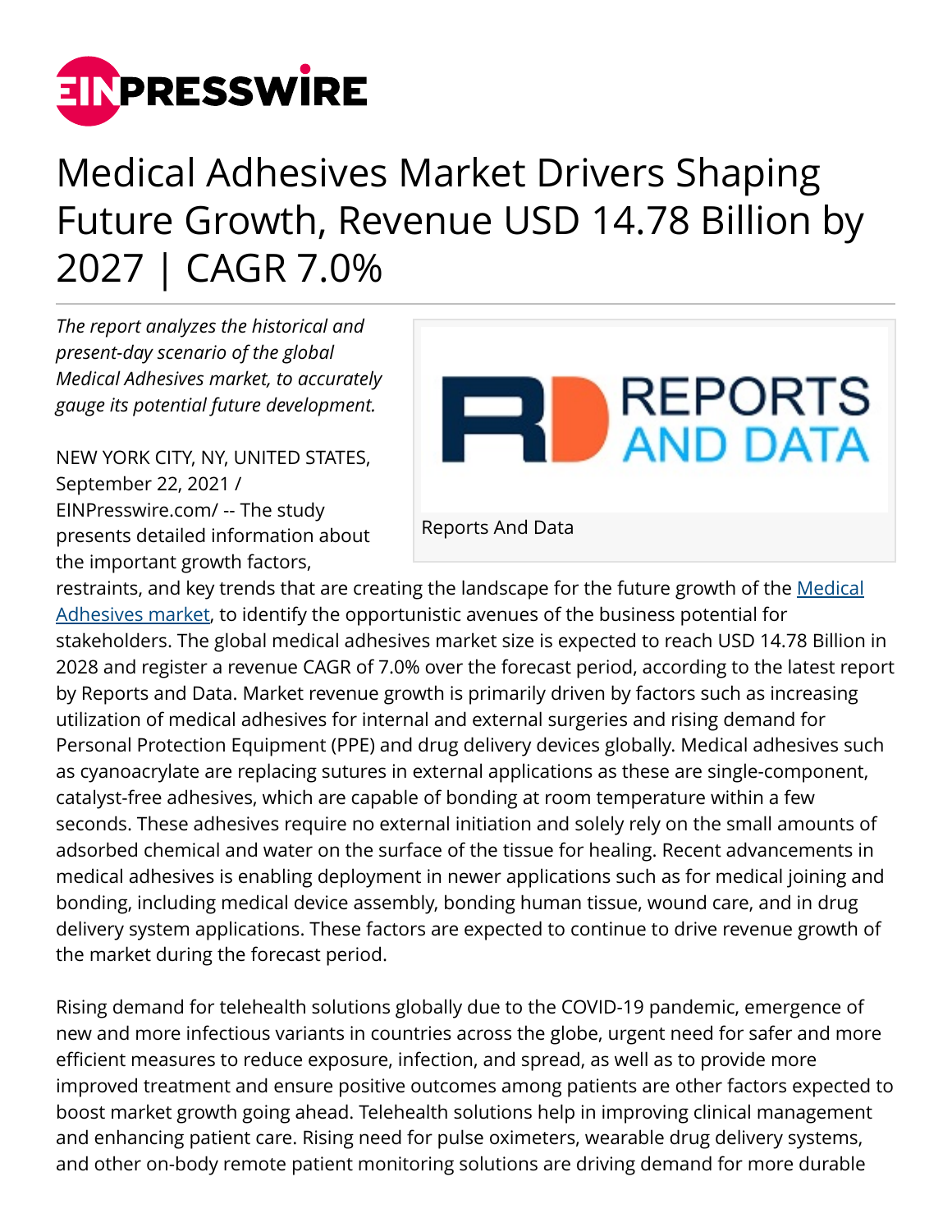# Medical Adhesives Market Drivers Shaping Future Growth, Revenue USD 14.78 Billion by 2027 | CAGR 7.0%

*The report analyzes the historical and present-day scenario of the global Medical Adhesives market, to accurately gauge its potential future development.*

Reports And Data

NEW YORK CITY, NY, UNITED STATES, September 22, 2021 / EINPresswire.com/ -- The study presents detailed information about the important growth factors, restraints, and key trends that are creating the landscape for the future growth of the Medical Adhesives market, to identify the opportunistic avenues of the business potential for stakeholders. The global medical adhesives market size is expected to reach USD 14.78 Billion in 2028 and register a revenue CAGR of 7.0% over the forecast period, according to the latest report by Reports and Data. Market revenue growth is primarily driven by factors such as increasing utilization of medical adhesives for internal and external surgeries and rising demand for Personal Protection Equipment (PPE) and drug delivery devices globally. Medical adhesives such as cyanoacrylate are replacing sutures in external applications as these are single-component, catalyst-free adhesives, which are capable of bonding at room temperature within a few seconds. These adhesives require no external initiation and solely rely on the small amounts of adsorbed chemical and water on the surface of the tissue for healing. Recent advancements in medical adhesives is enabling deployment in newer applications such as for medical joining and bonding, including medical device assembly, bonding human tissue, wound care, and in drug delivery system applications. These factors are expected to continue to drive revenue growth of the market during the forecast period.

Rising demand for telehealth solutions globally due to the COVID-19 pandemic, emergence of new and more infectious variants in countries across the globe, urgent need for safer and more efficient measures to reduce exposure, infection, and spread, as well as to provide more improved treatment and ensure positive outcomes among patients are other factors expected to boost market growth going ahead. Telehealth solutions help in improving clinical management and enhancing patient care. Rising need for pulse oximeters, wearable drug delivery systems, and other on-body remote patient monitoring solutions are driving demand for more durable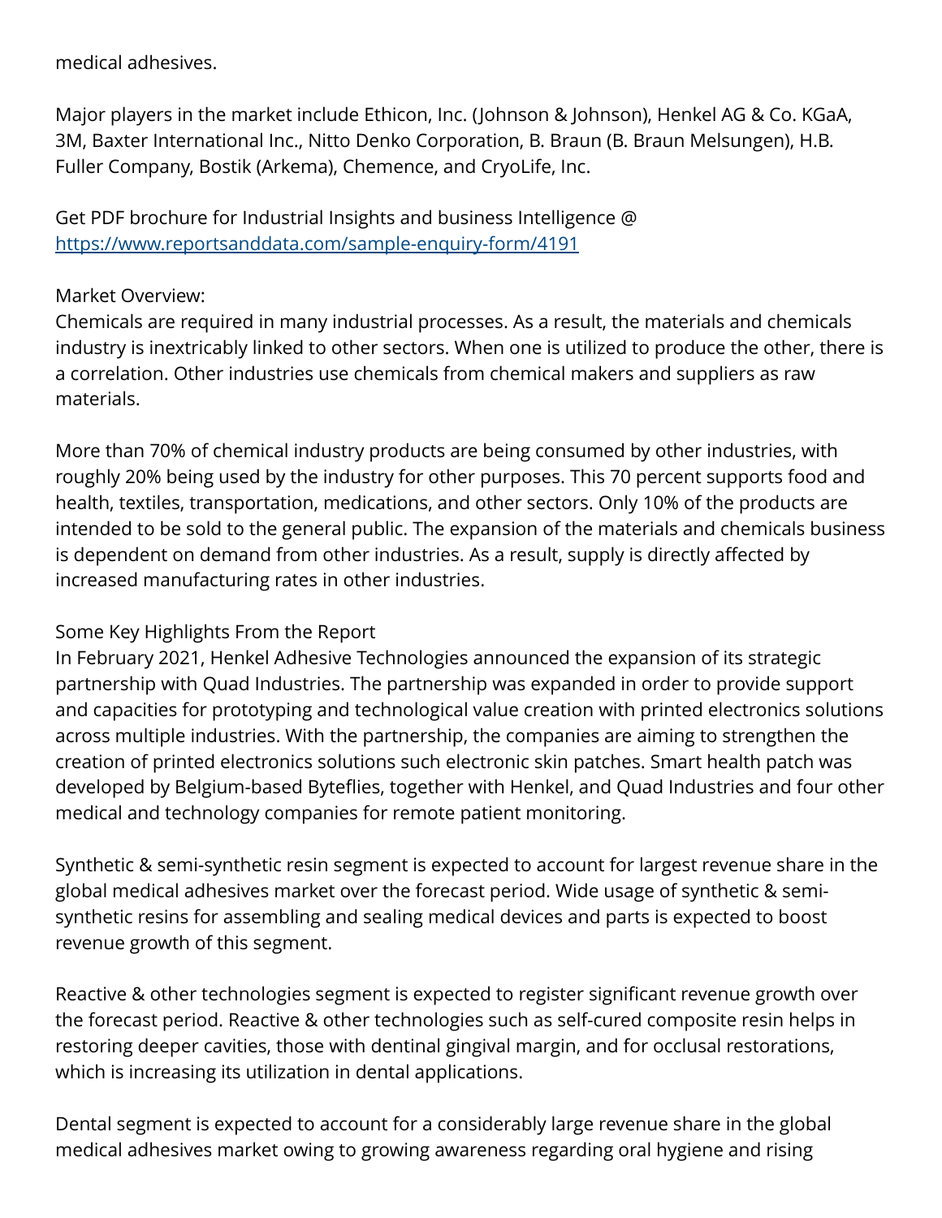medical adhesives.

Major players in the market include Ethicon, Inc. (Johnson & Johnson), Henkel AG & Co. KGaA, 3M, Baxter International Inc., Nitto Denko Corporation, B. Braun (B. Braun Melsungen), H.B. Fuller Company, Bostik (Arkema), Chemence, and CryoLife, Inc.

Get PDF brochure for Industrial Insights and business Intelligence @ [https://www.reportsanddata.com/sample-enquiry-form/4191](https://www.reportsanddata.com/sample-enquiry-form/4191)

Market Overview:
Chemicals are required in many industrial processes. As a result, the materials and chemicals industry is inextricably linked to other sectors. When one is utilized to produce the other, there is a correlation. Other industries use chemicals from chemical makers and suppliers as raw materials.

More than 70% of chemical industry products are being consumed by other industries, with roughly 20% being used by the industry for other purposes. This 70 percent supports food and health, textiles, transportation, medications, and other sectors. Only 10% of the products are intended to be sold to the general public. The expansion of the materials and chemicals business is dependent on demand from other industries. As a result, supply is directly affected by increased manufacturing rates in other industries.

Some Key Highlights From the Report
In February 2021, Henkel Adhesive Technologies announced the expansion of its strategic partnership with Quad Industries. The partnership was expanded in order to provide support and capacities for prototyping and technological value creation with printed electronics solutions across multiple industries. With the partnership, the companies are aiming to strengthen the creation of printed electronics solutions such electronic skin patches. Smart health patch was developed by Belgium-based Byteflies, together with Henkel, and Quad Industries and four other medical and technology companies for remote patient monitoring.

Synthetic & semi-synthetic resin segment is expected to account for largest revenue share in the global medical adhesives market over the forecast period. Wide usage of synthetic & semi-synthetic resins for assembling and sealing medical devices and parts is expected to boost revenue growth of this segment.

Reactive & other technologies segment is expected to register significant revenue growth over the forecast period. Reactive & other technologies such as self-cured composite resin helps in restoring deeper cavities, those with dentinal gingival margin, and for occlusal restorations, which is increasing its utilization in dental applications.

Dental segment is expected to account for a considerably large revenue share in the global medical adhesives market owing to growing awareness regarding oral hygiene and rising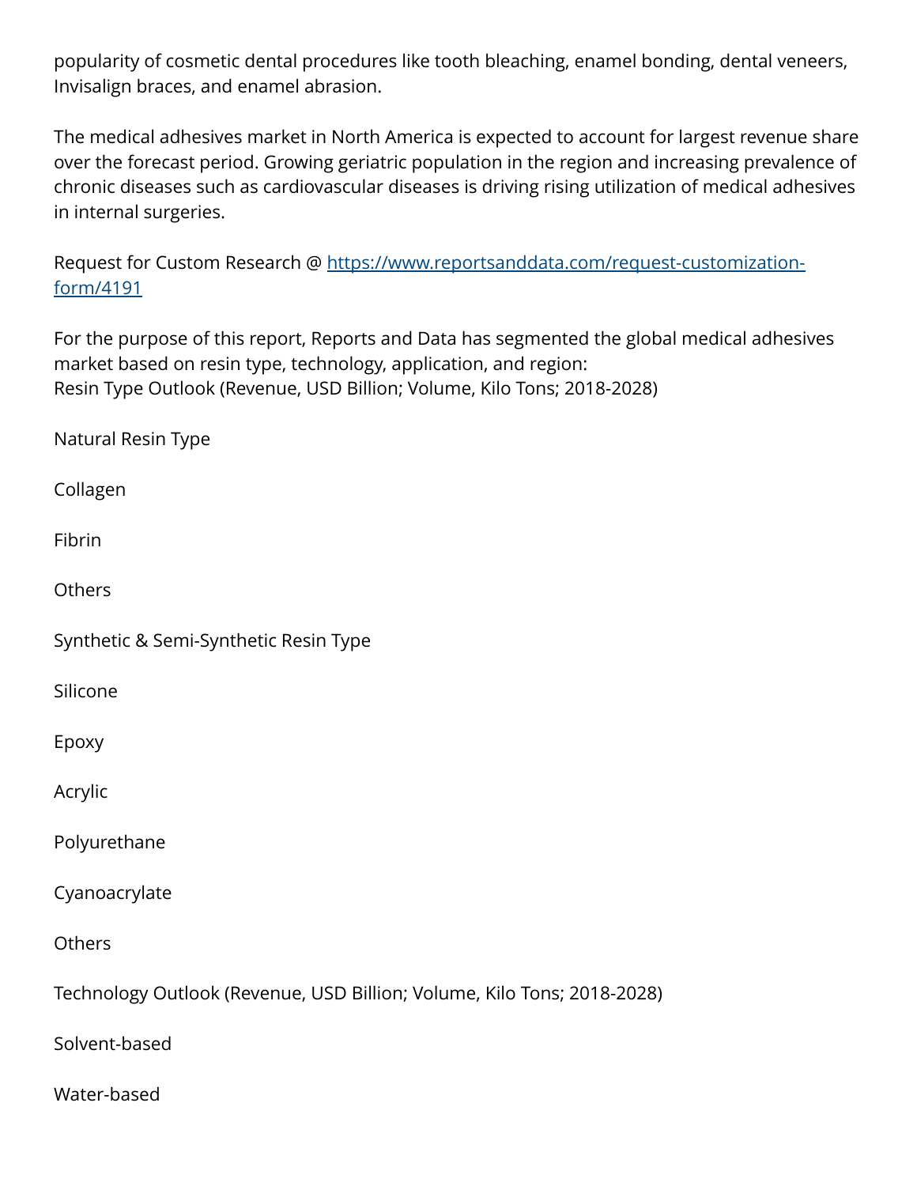popularity of cosmetic dental procedures like tooth bleaching, enamel bonding, dental veneers, Invisalign braces, and enamel abrasion.

The medical adhesives market in North America is expected to account for largest revenue share over the forecast period. Growing geriatric population in the region and increasing prevalence of chronic diseases such as cardiovascular diseases is driving rising utilization of medical adhesives in internal surgeries.

Request for Custom Research @ [https://www.reportsanddata.com/request-customization-form/4191](https://www.reportsanddata.com/request-customization-form/4191)

For the purpose of this report, Reports and Data has segmented the global medical adhesives market based on resin type, technology, application, and region:
Resin Type Outlook (Revenue, USD Billion; Volume, Kilo Tons; 2018-2028)

Natural Resin Type

Collagen

Fibrin

Others

Synthetic & Semi-Synthetic Resin Type

Silicone

Epoxy

Acrylic

Polyurethane

Cyanoacrylate

Others

Technology Outlook (Revenue, USD Billion; Volume, Kilo Tons; 2018-2028)

Solvent-based

Water-based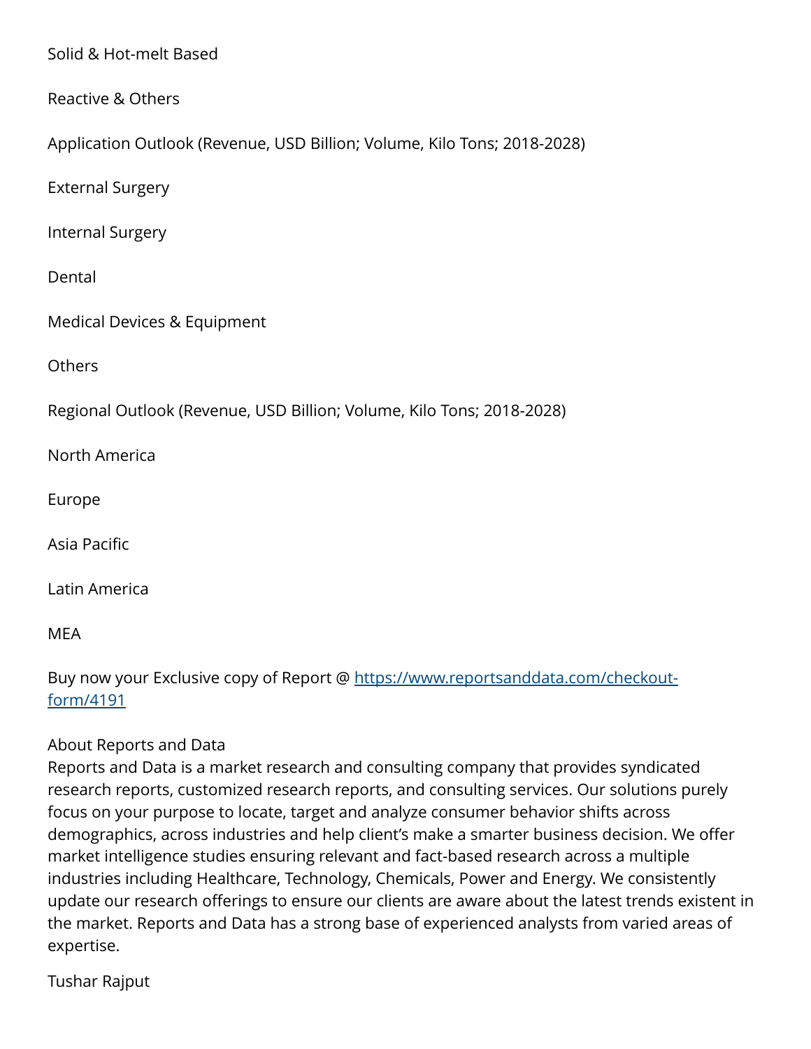Solid & Hot-melt Based

Reactive & Others

Application Outlook (Revenue, USD Billion; Volume, Kilo Tons; 2018-2028)

External Surgery

Internal Surgery

Dental

Medical Devices & Equipment

Others

Regional Outlook (Revenue, USD Billion; Volume, Kilo Tons; 2018-2028)

North America

Europe

Asia Pacific

Latin America

MEA

Buy now your Exclusive copy of Report @ [https://www.reportsanddata.com/checkout-form/4191](https://www.reportsanddata.com/checkout-form/4191)

About Reports and Data
Reports and Data is a market research and consulting company that provides syndicated research reports, customized research reports, and consulting services. Our solutions purely focus on your purpose to locate, target and analyze consumer behavior shifts across demographics, across industries and help client's make a smarter business decision. We offer market intelligence studies ensuring relevant and fact-based research across a multiple industries including Healthcare, Technology, Chemicals, Power and Energy. We consistently update our research offerings to ensure our clients are aware about the latest trends existent in the market. Reports and Data has a strong base of experienced analysts from varied areas of expertise.

Tushar Rajput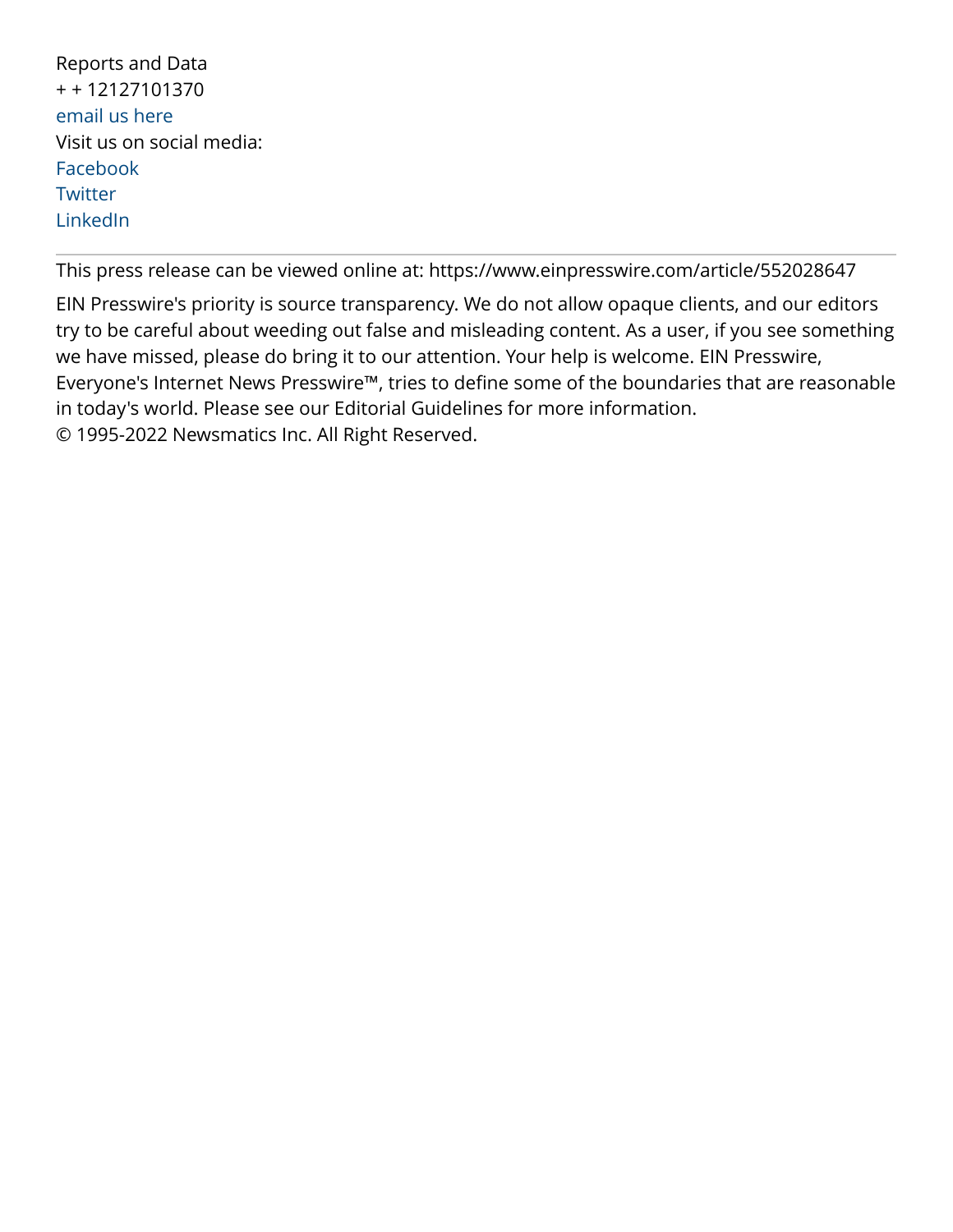Reports and Data
+ + 12127101370
email us here
Visit us on social media:
Facebook
Twitter
LinkedIn

---

This press release can be viewed online at: https://www.einpresswire.com/article/552028647

EIN Presswire's priority is source transparency. We do not allow opaque clients, and our editors try to be careful about weeding out false and misleading content. As a user, if you see something we have missed, please do bring it to our attention. Your help is welcome. EIN Presswire, Everyone's Internet News Presswire™, tries to define some of the boundaries that are reasonable in today's world. Please see our Editorial Guidelines for more information.
© 1995-2022 Newsmatics Inc. All Right Reserved.